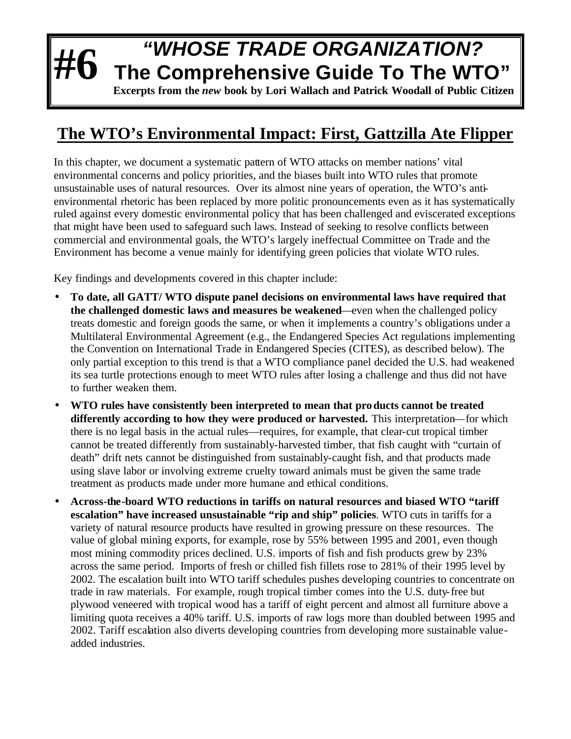# #6 "WHOSE TRADE ORGANIZATION? The Comprehensive Guide To The WTO"

**Excerpts from the *new* book by Lori Wallach and Patrick Woodall of Public Citizen**

## The WTO's Environmental Impact: First, Gattzilla Ate Flipper

In this chapter, we document a systematic pattern of WTO attacks on member nations' vital environmental concerns and policy priorities, and the biases built into WTO rules that promote unsustainable uses of natural resources. Over its almost nine years of operation, the WTO's anti-environmental rhetoric has been replaced by more politic pronouncements even as it has systematically ruled against every domestic environmental policy that has been challenged and eviscerated exceptions that might have been used to safeguard such laws. Instead of seeking to resolve conflicts between commercial and environmental goals, the WTO's largely ineffectual Committee on Trade and the Environment has become a venue mainly for identifying green policies that violate WTO rules.

Key findings and developments covered in this chapter include:

- **To date, all GATT/ WTO dispute panel decisions on environmental laws have required that the challenged domestic laws and measures be weakened**—even when the challenged policy treats domestic and foreign goods the same, or when it implements a country's obligations under a Multilateral Environmental Agreement (e.g., the Endangered Species Act regulations implementing the Convention on International Trade in Endangered Species (CITES), as described below). The only partial exception to this trend is that a WTO compliance panel decided the U.S. had weakened its sea turtle protections enough to meet WTO rules after losing a challenge and thus did not have to further weaken them.
- **WTO rules have consistently been interpreted to mean that products cannot be treated differently according to how they were produced or harvested.** This interpretation—for which there is no legal basis in the actual rules—requires, for example, that clear-cut tropical timber cannot be treated differently from sustainably-harvested timber, that fish caught with "curtain of death" drift nets cannot be distinguished from sustainably-caught fish, and that products made using slave labor or involving extreme cruelty toward animals must be given the same trade treatment as products made under more humane and ethical conditions.
- **Across-the-board WTO reductions in tariffs on natural resources and biased WTO "tariff escalation" have increased unsustainable "rip and ship" policies**. WTO cuts in tariffs for a variety of natural resource products have resulted in growing pressure on these resources. The value of global mining exports, for example, rose by 55% between 1995 and 2001, even though most mining commodity prices declined. U.S. imports of fish and fish products grew by 23% across the same period. Imports of fresh or chilled fish fillets rose to 281% of their 1995 level by 2002. The escalation built into WTO tariff schedules pushes developing countries to concentrate on trade in raw materials. For example, rough tropical timber comes into the U.S. duty-free but plywood veneered with tropical wood has a tariff of eight percent and almost all furniture above a limiting quota receives a 40% tariff. U.S. imports of raw logs more than doubled between 1995 and 2002. Tariff escalation also diverts developing countries from developing more sustainable value-added industries.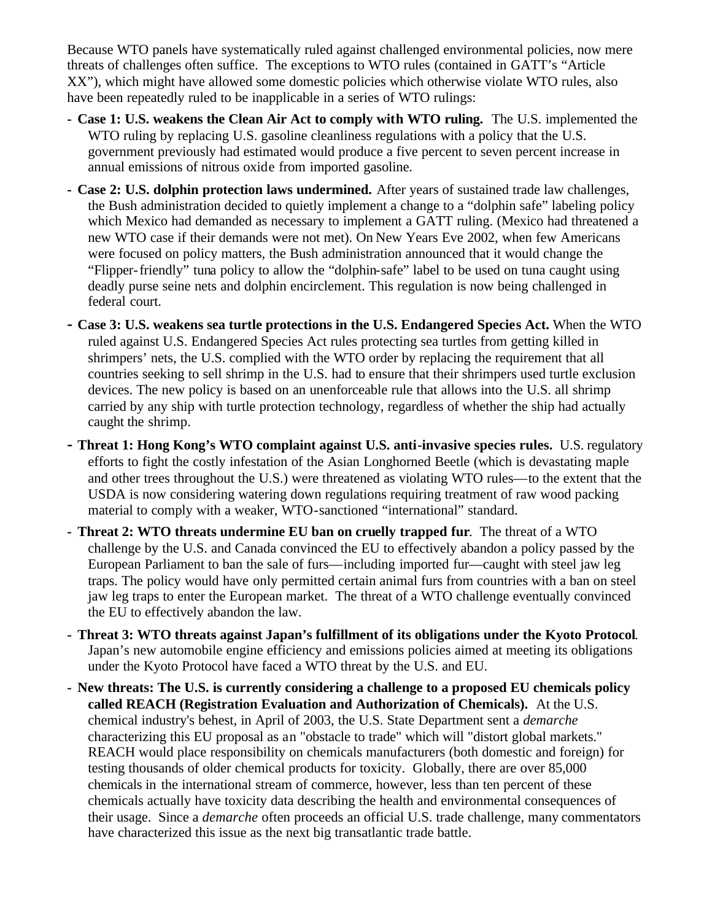Because WTO panels have systematically ruled against challenged environmental policies, now mere threats of challenges often suffice. The exceptions to WTO rules (contained in GATT's "Article XX"), which might have allowed some domestic policies which otherwise violate WTO rules, also have been repeatedly ruled to be inapplicable in a series of WTO rulings:

- **Case 1: U.S. weakens the Clean Air Act to comply with WTO ruling.** The U.S. implemented the WTO ruling by replacing U.S. gasoline cleanliness regulations with a policy that the U.S. government previously had estimated would produce a five percent to seven percent increase in annual emissions of nitrous oxide from imported gasoline.
- **Case 2: U.S. dolphin protection laws undermined.** After years of sustained trade law challenges, the Bush administration decided to quietly implement a change to a "dolphin safe" labeling policy which Mexico had demanded as necessary to implement a GATT ruling. (Mexico had threatened a new WTO case if their demands were not met). On New Years Eve 2002, when few Americans were focused on policy matters, the Bush administration announced that it would change the "Flipper-friendly" tuna policy to allow the "dolphin-safe" label to be used on tuna caught using deadly purse seine nets and dolphin encirclement. This regulation is now being challenged in federal court.
- **Case 3: U.S. weakens sea turtle protections in the U.S. Endangered Species Act.** When the WTO ruled against U.S. Endangered Species Act rules protecting sea turtles from getting killed in shrimpers' nets, the U.S. complied with the WTO order by replacing the requirement that all countries seeking to sell shrimp in the U.S. had to ensure that their shrimpers used turtle exclusion devices. The new policy is based on an unenforceable rule that allows into the U.S. all shrimp carried by any ship with turtle protection technology, regardless of whether the ship had actually caught the shrimp.
- **Threat 1: Hong Kong's WTO complaint against U.S. anti-invasive species rules.** U.S. regulatory efforts to fight the costly infestation of the Asian Longhorned Beetle (which is devastating maple and other trees throughout the U.S.) were threatened as violating WTO rules—to the extent that the USDA is now considering watering down regulations requiring treatment of raw wood packing material to comply with a weaker, WTO-sanctioned "international" standard.
- **Threat 2: WTO threats undermine EU ban on cruelly trapped fur**. The threat of a WTO challenge by the U.S. and Canada convinced the EU to effectively abandon a policy passed by the European Parliament to ban the sale of furs—including imported fur—caught with steel jaw leg traps. The policy would have only permitted certain animal furs from countries with a ban on steel jaw leg traps to enter the European market. The threat of a WTO challenge eventually convinced the EU to effectively abandon the law.
- **Threat 3: WTO threats against Japan's fulfillment of its obligations under the Kyoto Protocol**. Japan's new automobile engine efficiency and emissions policies aimed at meeting its obligations under the Kyoto Protocol have faced a WTO threat by the U.S. and EU.
- **New threats: The U.S. is currently considering a challenge to a proposed EU chemicals policy called REACH (Registration Evaluation and Authorization of Chemicals).** At the U.S. chemical industry's behest, in April of 2003, the U.S. State Department sent a *demarche* characterizing this EU proposal as an "obstacle to trade" which will "distort global markets." REACH would place responsibility on chemicals manufacturers (both domestic and foreign) for testing thousands of older chemical products for toxicity. Globally, there are over 85,000 chemicals in the international stream of commerce, however, less than ten percent of these chemicals actually have toxicity data describing the health and environmental consequences of their usage. Since a *demarche* often proceeds an official U.S. trade challenge, many commentators have characterized this issue as the next big transatlantic trade battle.